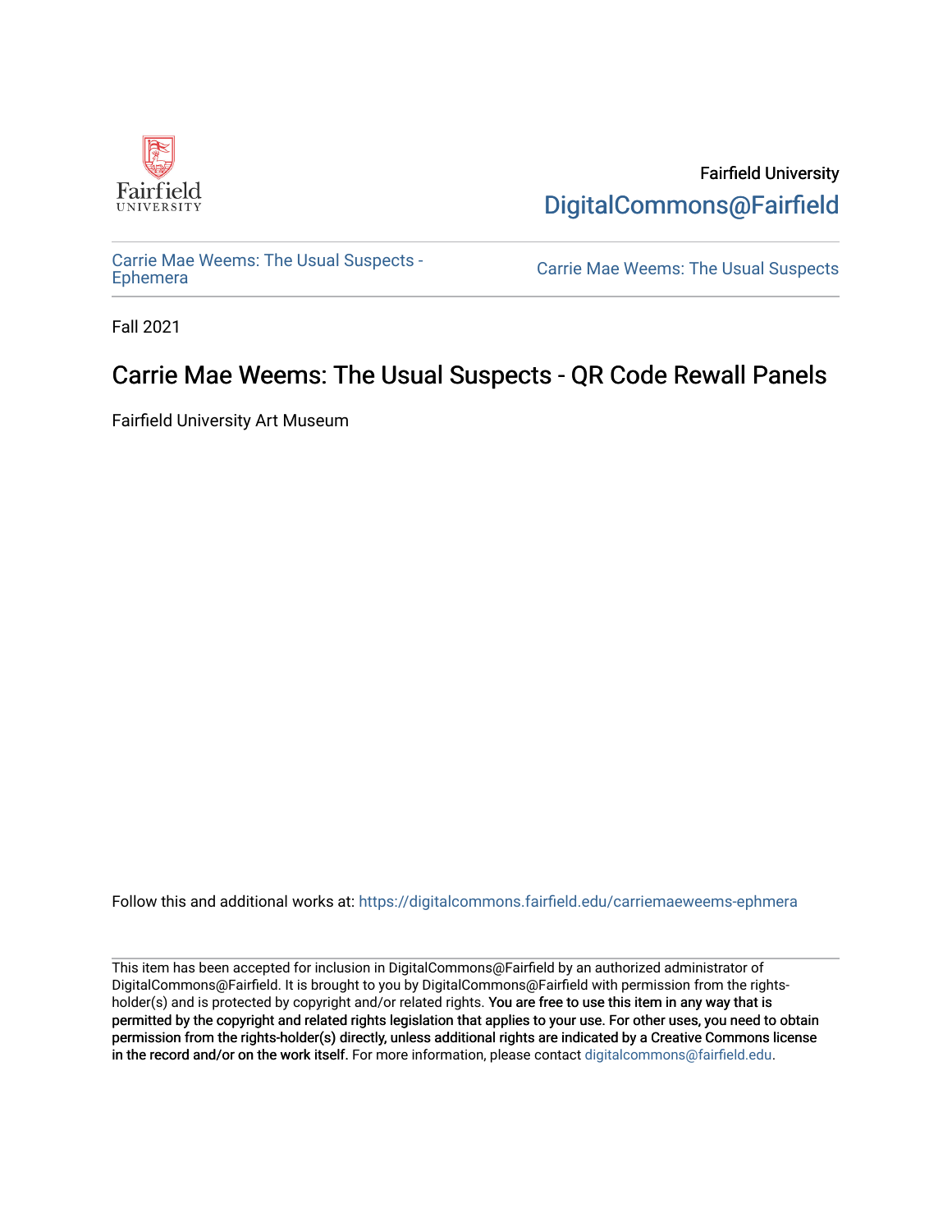Fairfield University
DigitalCommons@Fairfield

Carrie Mae Weems: The Usual Suspects - Ephemera

Carrie Mae Weems: The Usual Suspects

Fall 2021

# Carrie Mae Weems: The Usual Suspects - QR Code Rewall Panels

Fairfield University Art Museum

Follow this and additional works at: https://digitalcommons.fairfield.edu/carriemaeweems-ephmera

This item has been accepted for inclusion in DigitalCommons@Fairfield by an authorized administrator of DigitalCommons@Fairfield. It is brought to you by DigitalCommons@Fairfield with permission from the rights-holder(s) and is protected by copyright and/or related rights. **You are free to use this item in any way that is permitted by the copyright and related rights legislation that applies to your use. For other uses, you need to obtain permission from the rights-holder(s) directly, unless additional rights are indicated by a Creative Commons license in the record and/or on the work itself.** For more information, please contact digitalcommons@fairfield.edu.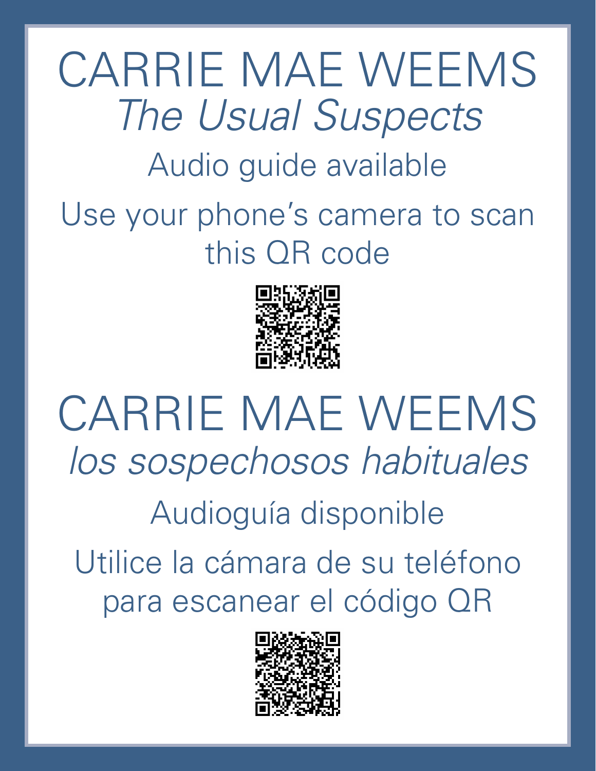# CARRIE MAE WEEMS

## *The Usual Suspects*

Audio guide available

Use your phone's camera to scan this QR code

# CARRIE MAE WEEMS

## *los sospechosos habituales*

Audioguía disponible

Utilice la cámara de su teléfono para escanear el código QR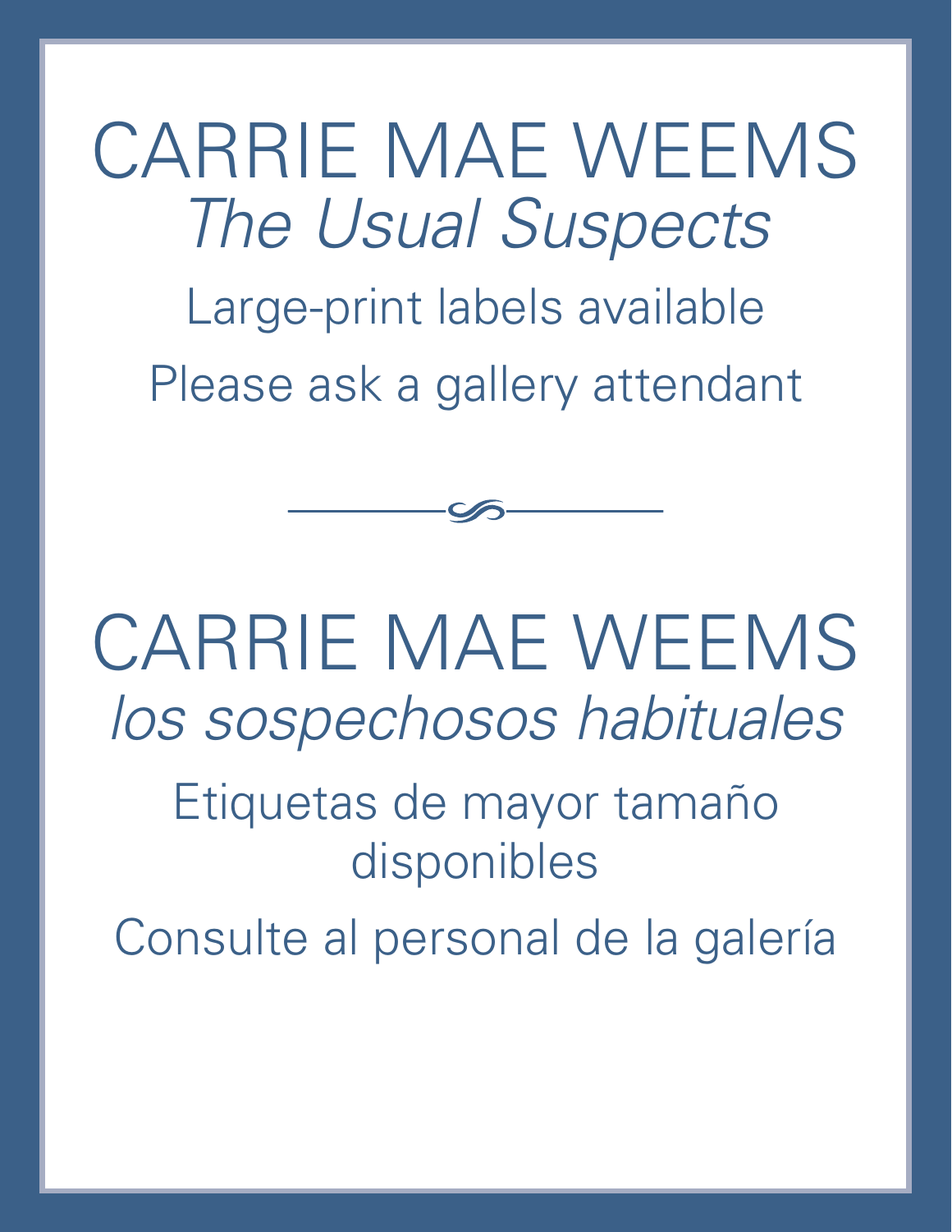# CARRIE MAE WEEMS

## *The Usual Suspects*

Large-print labels available

Please ask a gallery attendant

---

# CARRIE MAE WEEMS

## *los sospechosos habituales*

Etiquetas de mayor tamaño disponibles

Consulte al personal de la galería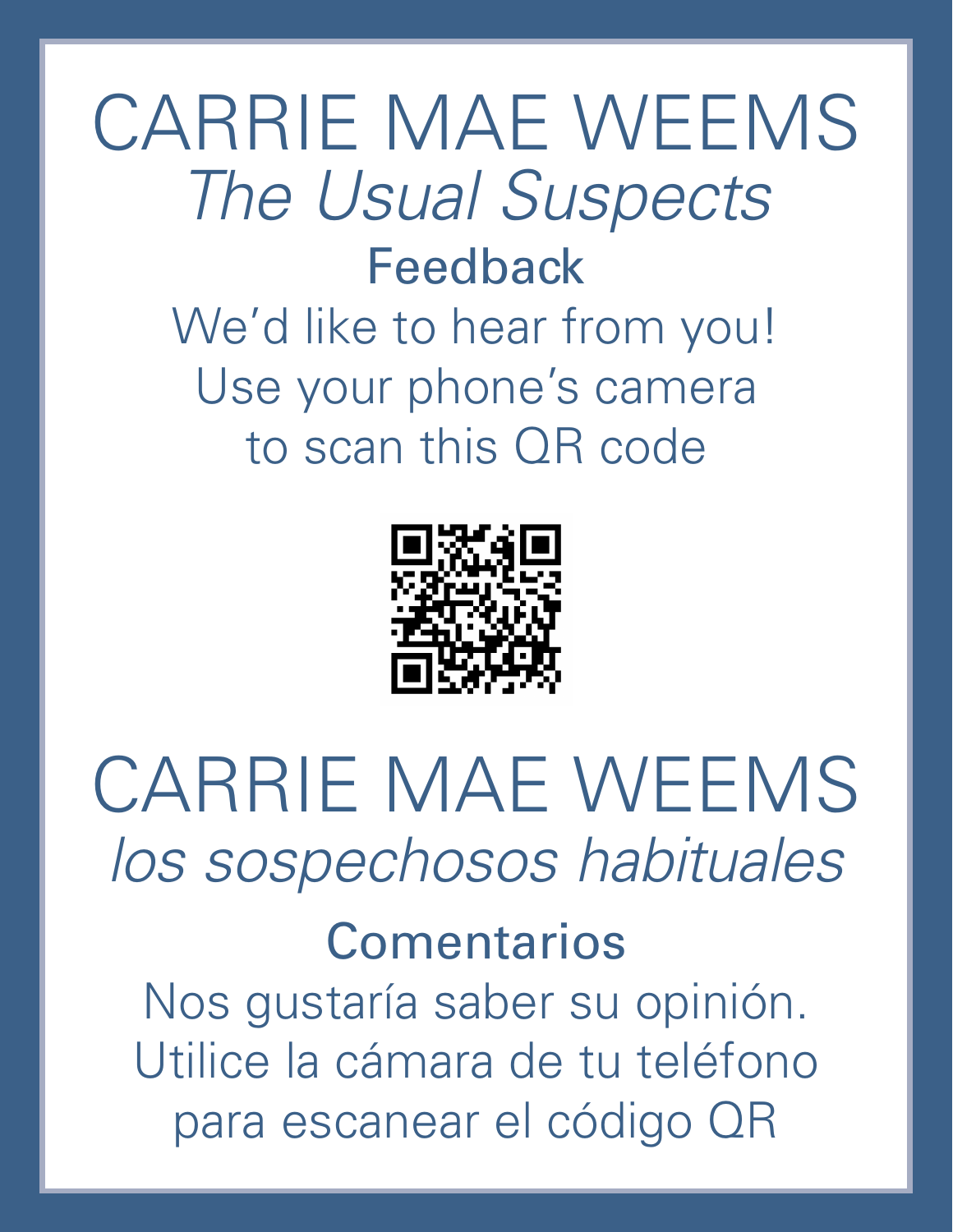# CARRIE MAE WEEMS

## *The Usual Suspects*

**Feedback**

We'd like to hear from you!
Use your phone's camera
to scan this QR code

# CARRIE MAE WEEMS

## *los sospechosos habituales*

**Comentarios**

Nos gustaría saber su opinión.
Utilice la cámara de tu teléfono
para escanear el código QR